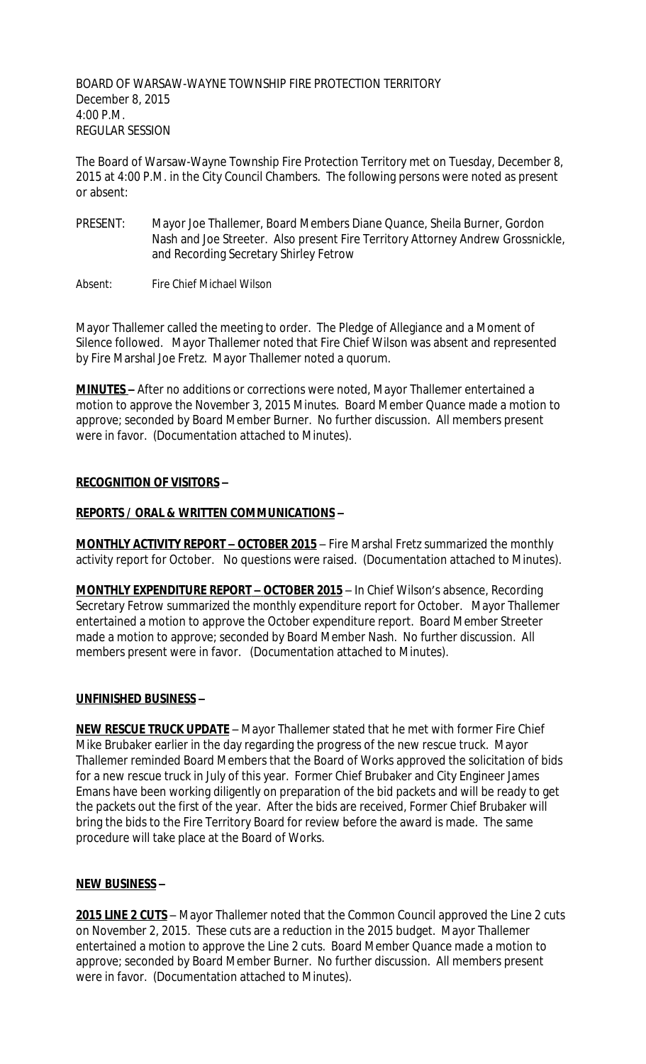BOARD OF WARSAW-WAYNE TOWNSHIP FIRE PROTECTION TERRITORY
December 8, 2015
4:00 P.M.
REGULAR SESSION

The Board of Warsaw-Wayne Township Fire Protection Territory met on Tuesday, December 8, 2015 at 4:00 P.M. in the City Council Chambers. The following persons were noted as present or absent:

PRESENT: Mayor Joe Thallemer, Board Members Diane Quance, Sheila Burner, Gordon Nash and Joe Streeter. Also present Fire Territory Attorney Andrew Grossnickle, and Recording Secretary Shirley Fetrow

Absent: Fire Chief Michael Wilson

Mayor Thallemer called the meeting to order. The Pledge of Allegiance and a Moment of Silence followed. Mayor Thallemer noted that Fire Chief Wilson was absent and represented by Fire Marshal Joe Fretz. Mayor Thallemer noted a quorum.

**MINUTES –** After no additions or corrections were noted, Mayor Thallemer entertained a motion to approve the November 3, 2015 Minutes. Board Member Quance made a motion to approve; seconded by Board Member Burner. No further discussion. All members present were in favor. (Documentation attached to Minutes).

**RECOGNITION OF VISITORS –**

**REPORTS / ORAL & WRITTEN COMMUNICATIONS –**

**MONTHLY ACTIVITY REPORT – OCTOBER 2015** – Fire Marshal Fretz summarized the monthly activity report for October. No questions were raised. (Documentation attached to Minutes).

**MONTHLY EXPENDITURE REPORT – OCTOBER 2015** – In Chief Wilson's absence, Recording Secretary Fetrow summarized the monthly expenditure report for October. Mayor Thallemer entertained a motion to approve the October expenditure report. Board Member Streeter made a motion to approve; seconded by Board Member Nash. No further discussion. All members present were in favor. (Documentation attached to Minutes).

**UNFINISHED BUSINESS –**

**NEW RESCUE TRUCK UPDATE** – Mayor Thallemer stated that he met with former Fire Chief Mike Brubaker earlier in the day regarding the progress of the new rescue truck. Mayor Thallemer reminded Board Members that the Board of Works approved the solicitation of bids for a new rescue truck in July of this year. Former Chief Brubaker and City Engineer James Emans have been working diligently on preparation of the bid packets and will be ready to get the packets out the first of the year. After the bids are received, Former Chief Brubaker will bring the bids to the Fire Territory Board for review before the award is made. The same procedure will take place at the Board of Works.

**NEW BUSINESS –**

**2015 LINE 2 CUTS** – Mayor Thallemer noted that the Common Council approved the Line 2 cuts on November 2, 2015. These cuts are a reduction in the 2015 budget. Mayor Thallemer entertained a motion to approve the Line 2 cuts. Board Member Quance made a motion to approve; seconded by Board Member Burner. No further discussion. All members present were in favor. (Documentation attached to Minutes).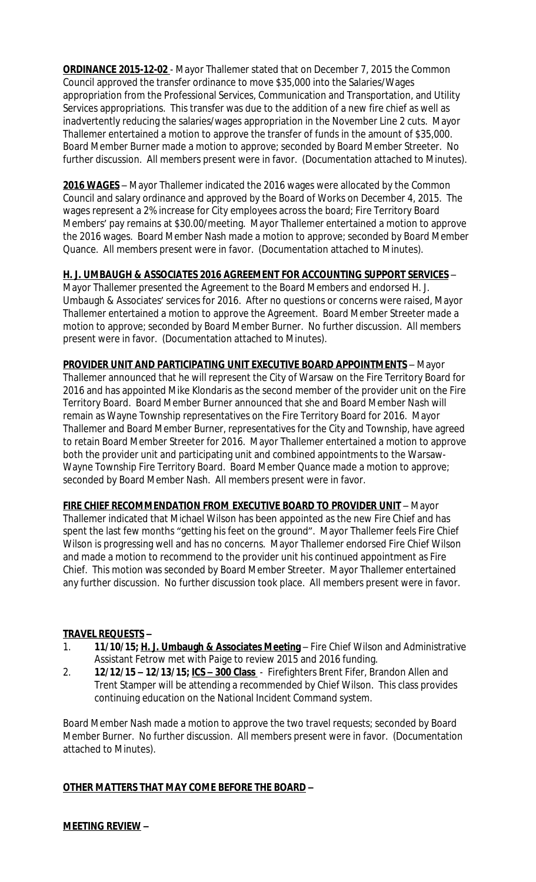**ORDINANCE 2015-12-02** - Mayor Thallemer stated that on December 7, 2015 the Common Council approved the transfer ordinance to move $35,000 into the Salaries/Wages appropriation from the Professional Services, Communication and Transportation, and Utility Services appropriations. This transfer was due to the addition of a new fire chief as well as inadvertently reducing the salaries/wages appropriation in the November Line 2 cuts. Mayor Thallemer entertained a motion to approve the transfer of funds in the amount of $35,000. Board Member Burner made a motion to approve; seconded by Board Member Streeter. No further discussion. All members present were in favor. (Documentation attached to Minutes).

**2016 WAGES** – Mayor Thallemer indicated the 2016 wages were allocated by the Common Council and salary ordinance and approved by the Board of Works on December 4, 2015. The wages represent a 2% increase for City employees across the board; Fire Territory Board Members' pay remains at $30.00/meeting. Mayor Thallemer entertained a motion to approve the 2016 wages. Board Member Nash made a motion to approve; seconded by Board Member Quance. All members present were in favor. (Documentation attached to Minutes).

**H. J. UMBAUGH & ASSOCIATES 2016 AGREEMENT FOR ACCOUNTING SUPPORT SERVICES** – Mayor Thallemer presented the Agreement to the Board Members and endorsed H. J. Umbaugh & Associates' services for 2016. After no questions or concerns were raised, Mayor Thallemer entertained a motion to approve the Agreement. Board Member Streeter made a motion to approve; seconded by Board Member Burner. No further discussion. All members present were in favor. (Documentation attached to Minutes).

**PROVIDER UNIT AND PARTICIPATING UNIT EXECUTIVE BOARD APPOINTMENTS** – Mayor Thallemer announced that he will represent the City of Warsaw on the Fire Territory Board for 2016 and has appointed Mike Klondaris as the second member of the provider unit on the Fire Territory Board. Board Member Burner announced that she and Board Member Nash will remain as Wayne Township representatives on the Fire Territory Board for 2016. Mayor Thallemer and Board Member Burner, representatives for the City and Township, have agreed to retain Board Member Streeter for 2016. Mayor Thallemer entertained a motion to approve both the provider unit and participating unit and combined appointments to the Warsaw-Wayne Township Fire Territory Board. Board Member Quance made a motion to approve; seconded by Board Member Nash. All members present were in favor.

**FIRE CHIEF RECOMMENDATION FROM EXECUTIVE BOARD TO PROVIDER UNIT** – Mayor Thallemer indicated that Michael Wilson has been appointed as the new Fire Chief and has spent the last few months "getting his feet on the ground". Mayor Thallemer feels Fire Chief Wilson is progressing well and has no concerns. Mayor Thallemer endorsed Fire Chief Wilson and made a motion to recommend to the provider unit his continued appointment as Fire Chief. This motion was seconded by Board Member Streeter. Mayor Thallemer entertained any further discussion. No further discussion took place. All members present were in favor.

**TRAVEL REQUESTS** –

1. **11/10/15; H. J. Umbaugh & Associates Meeting** – Fire Chief Wilson and Administrative Assistant Fetrow met with Paige to review 2015 and 2016 funding.
2. **12/12/15 – 12/13/15; ICS – 300 Class** - Firefighters Brent Fifer, Brandon Allen and Trent Stamper will be attending a recommended by Chief Wilson. This class provides continuing education on the National Incident Command system.

Board Member Nash made a motion to approve the two travel requests; seconded by Board Member Burner. No further discussion. All members present were in favor. (Documentation attached to Minutes).

**OTHER MATTERS THAT MAY COME BEFORE THE BOARD** –

**MEETING REVIEW** –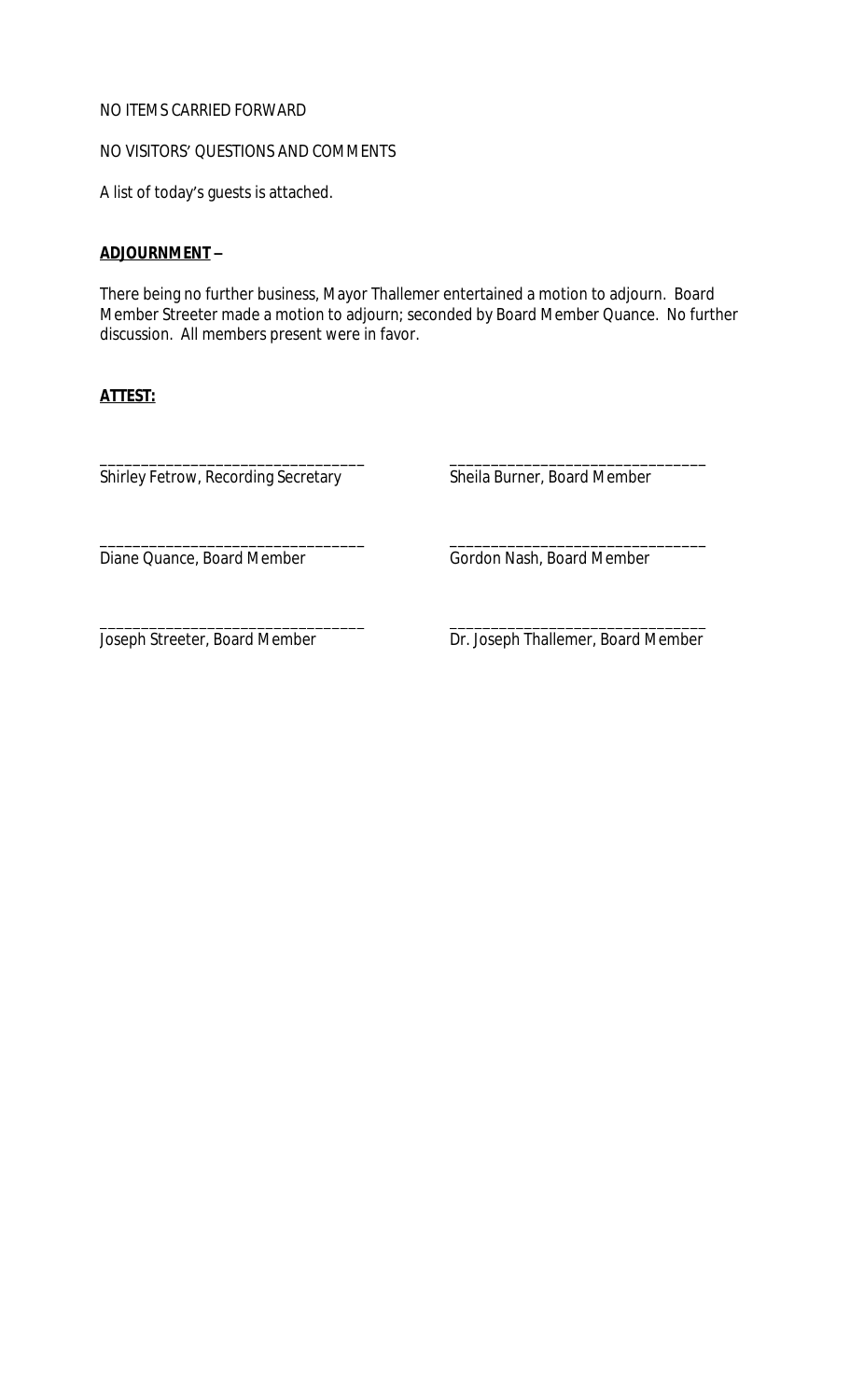NO ITEMS CARRIED FORWARD

NO VISITORS' QUESTIONS AND COMMENTS

A list of today's guests is attached.

**ADJOURNMENT** –

There being no further business, Mayor Thallemer entertained a motion to adjourn. Board Member Streeter made a motion to adjourn; seconded by Board Member Quance. No further discussion. All members present were in favor.

**ATTEST:**

| | |
|---|---|
| ______________________________ | ______________________________ |
| Shirley Fetrow, Recording Secretary | Sheila Burner, Board Member |
| ______________________________ | ______________________________ |
| Diane Quance, Board Member | Gordon Nash, Board Member |
| ______________________________ | ______________________________ |
| Joseph Streeter, Board Member | Dr. Joseph Thallemer, Board Member |